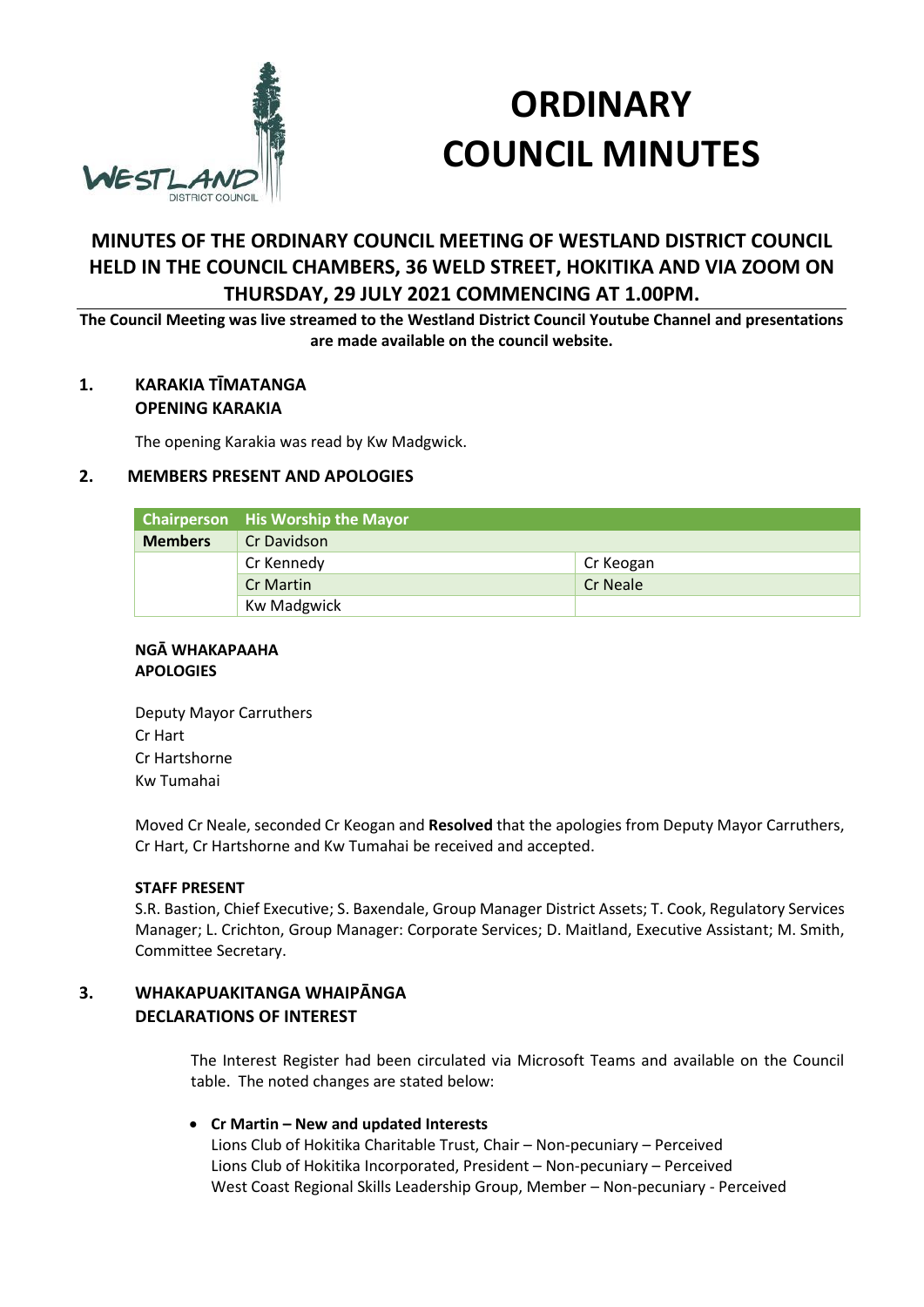# ORDINARY COUNCIL MINUTES

## MINUTES OF THE ORDINARY COUNCIL MEETING OF WESTLAND DISTRICT COUNCIL HELD IN THE COUNCIL CHAMBERS, 36 WELD STREET, HOKITIKA AND VIA ZOOM ON THURSDAY, 29 JULY 2021 COMMENCING AT 1.00PM.

**The Council Meeting was live streamed to the Westland District Council Youtube Channel and presentations are made available on the council website.**

### 1. KARAKIA TĪMATANGA OPENING KARAKIA

The opening Karakia was read by Kw Madgwick.

### 2. MEMBERS PRESENT AND APOLOGIES

| Chairperson | His Worship the Mayor | |
|---|---|---|
| **Members** | Cr Davidson | |
| | Cr Kennedy | Cr Keogan |
| | Cr Martin | Cr Neale |
| | Kw Madgwick | |

**NGĀ WHAKAPAAHA APOLOGIES**

Deputy Mayor Carruthers
Cr Hart
Cr Hartshorne
Kw Tumahai

Moved Cr Neale, seconded Cr Keogan and **Resolved** that the apologies from Deputy Mayor Carruthers, Cr Hart, Cr Hartshorne and Kw Tumahai be received and accepted.

**STAFF PRESENT**

S.R. Bastion, Chief Executive; S. Baxendale, Group Manager District Assets; T. Cook, Regulatory Services Manager; L. Crichton, Group Manager: Corporate Services; D. Maitland, Executive Assistant; M. Smith, Committee Secretary.

### 3. WHAKAPUAKITANGA WHAIPĀNGA DECLARATIONS OF INTEREST

The Interest Register had been circulated via Microsoft Teams and available on the Council table. The noted changes are stated below:

- **Cr Martin – New and updated Interests**
  Lions Club of Hokitika Charitable Trust, Chair – Non-pecuniary – Perceived
  Lions Club of Hokitika Incorporated, President – Non-pecuniary – Perceived
  West Coast Regional Skills Leadership Group, Member – Non-pecuniary - Perceived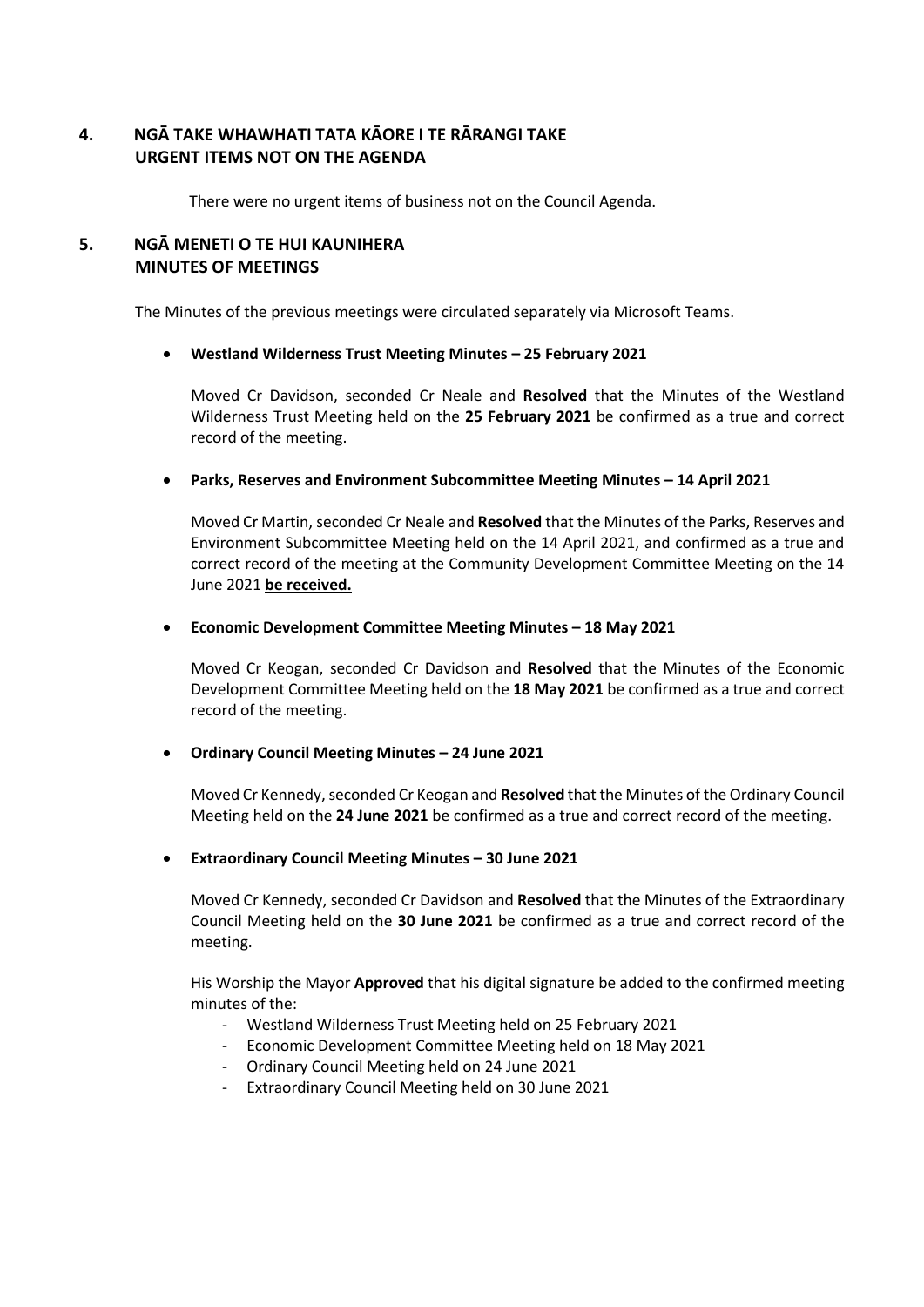## 4. NGĀ TAKE WHAWHATI TATA KĀORE I TE RĀRANGI TAKE URGENT ITEMS NOT ON THE AGENDA

There were no urgent items of business not on the Council Agenda.

## 5. NGĀ MENETI O TE HUI KAUNIHERA MINUTES OF MEETINGS

The Minutes of the previous meetings were circulated separately via Microsoft Teams.

- **Westland Wilderness Trust Meeting Minutes – 25 February 2021**

  Moved Cr Davidson, seconded Cr Neale and **Resolved** that the Minutes of the Westland Wilderness Trust Meeting held on the **25 February 2021** be confirmed as a true and correct record of the meeting.

- **Parks, Reserves and Environment Subcommittee Meeting Minutes – 14 April 2021**

  Moved Cr Martin, seconded Cr Neale and **Resolved** that the Minutes of the Parks, Reserves and Environment Subcommittee Meeting held on the 14 April 2021, and confirmed as a true and correct record of the meeting at the Community Development Committee Meeting on the 14 June 2021 **be received.**

- **Economic Development Committee Meeting Minutes – 18 May 2021**

  Moved Cr Keogan, seconded Cr Davidson and **Resolved** that the Minutes of the Economic Development Committee Meeting held on the **18 May 2021** be confirmed as a true and correct record of the meeting.

- **Ordinary Council Meeting Minutes – 24 June 2021**

  Moved Cr Kennedy, seconded Cr Keogan and **Resolved** that the Minutes of the Ordinary Council Meeting held on the **24 June 2021** be confirmed as a true and correct record of the meeting.

- **Extraordinary Council Meeting Minutes – 30 June 2021**

  Moved Cr Kennedy, seconded Cr Davidson and **Resolved** that the Minutes of the Extraordinary Council Meeting held on the **30 June 2021** be confirmed as a true and correct record of the meeting.

  His Worship the Mayor **Approved** that his digital signature be added to the confirmed meeting minutes of the:
  - Westland Wilderness Trust Meeting held on 25 February 2021
  - Economic Development Committee Meeting held on 18 May 2021
  - Ordinary Council Meeting held on 24 June 2021
  - Extraordinary Council Meeting held on 30 June 2021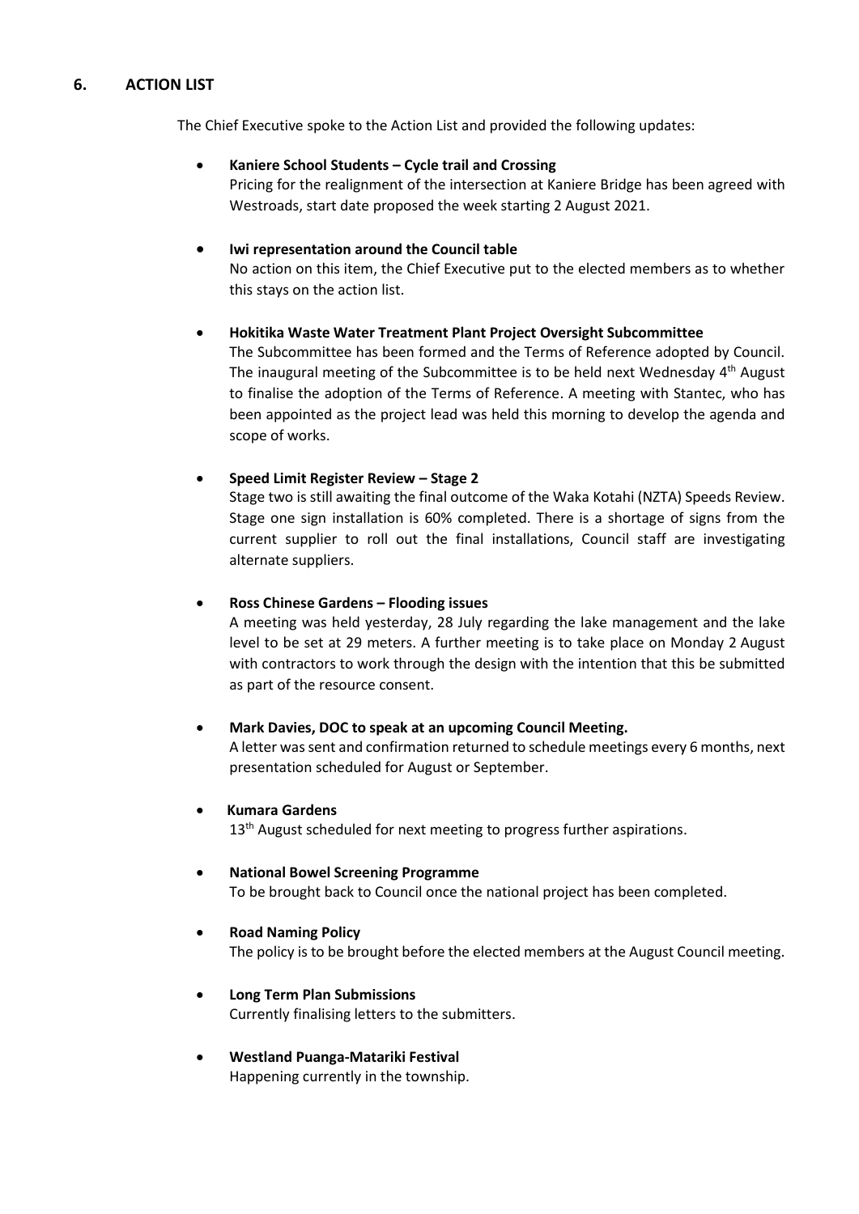## 6. ACTION LIST

The Chief Executive spoke to the Action List and provided the following updates:

- **Kaniere School Students – Cycle trail and Crossing**
  Pricing for the realignment of the intersection at Kaniere Bridge has been agreed with Westroads, start date proposed the week starting 2 August 2021.

- **Iwi representation around the Council table**
  No action on this item, the Chief Executive put to the elected members as to whether this stays on the action list.

- **Hokitika Waste Water Treatment Plant Project Oversight Subcommittee**
  The Subcommittee has been formed and the Terms of Reference adopted by Council. The inaugural meeting of the Subcommittee is to be held next Wednesday 4th August to finalise the adoption of the Terms of Reference. A meeting with Stantec, who has been appointed as the project lead was held this morning to develop the agenda and scope of works.

- **Speed Limit Register Review – Stage 2**
  Stage two is still awaiting the final outcome of the Waka Kotahi (NZTA) Speeds Review. Stage one sign installation is 60% completed. There is a shortage of signs from the current supplier to roll out the final installations, Council staff are investigating alternate suppliers.

- **Ross Chinese Gardens – Flooding issues**
  A meeting was held yesterday, 28 July regarding the lake management and the lake level to be set at 29 meters. A further meeting is to take place on Monday 2 August with contractors to work through the design with the intention that this be submitted as part of the resource consent.

- **Mark Davies, DOC to speak at an upcoming Council Meeting.**
  A letter was sent and confirmation returned to schedule meetings every 6 months, next presentation scheduled for August or September.

- **Kumara Gardens**
  13th August scheduled for next meeting to progress further aspirations.

- **National Bowel Screening Programme**
  To be brought back to Council once the national project has been completed.

- **Road Naming Policy**
  The policy is to be brought before the elected members at the August Council meeting.

- **Long Term Plan Submissions**
  Currently finalising letters to the submitters.

- **Westland Puanga-Matariki Festival**
  Happening currently in the township.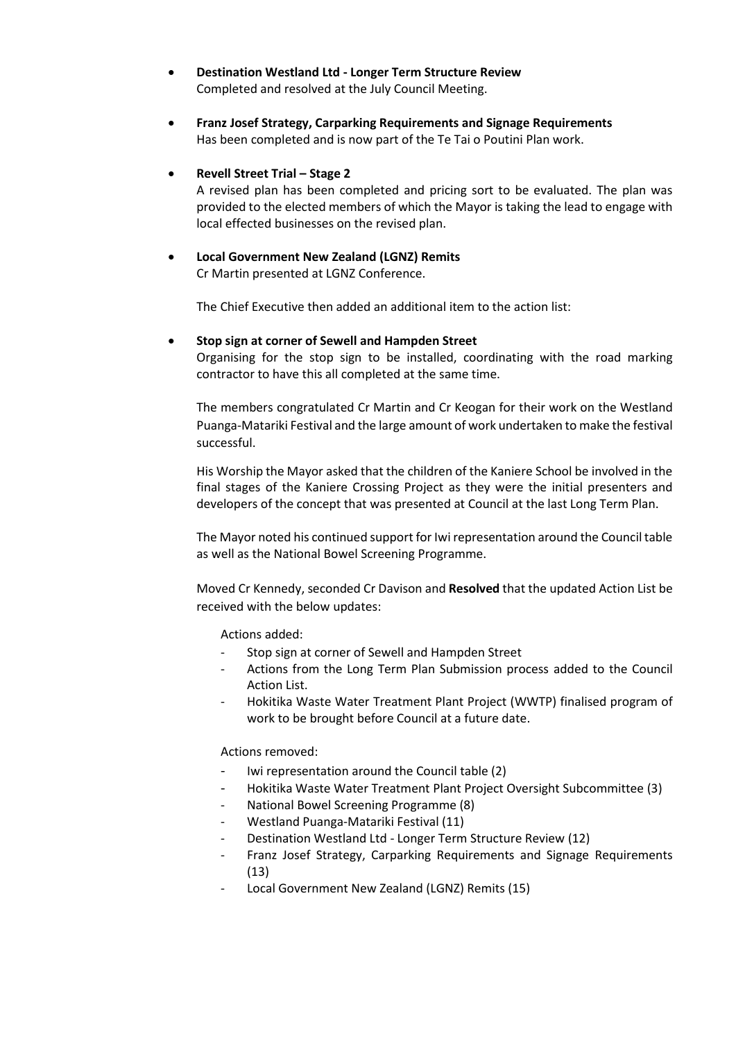- **Destination Westland Ltd - Longer Term Structure Review**
  Completed and resolved at the July Council Meeting.

- **Franz Josef Strategy, Carparking Requirements and Signage Requirements**
  Has been completed and is now part of the Te Tai o Poutini Plan work.

- **Revell Street Trial – Stage 2**
  A revised plan has been completed and pricing sort to be evaluated. The plan was provided to the elected members of which the Mayor is taking the lead to engage with local effected businesses on the revised plan.

- **Local Government New Zealand (LGNZ) Remits**
  Cr Martin presented at LGNZ Conference.

  The Chief Executive then added an additional item to the action list:

- **Stop sign at corner of Sewell and Hampden Street**
  Organising for the stop sign to be installed, coordinating with the road marking contractor to have this all completed at the same time.

  The members congratulated Cr Martin and Cr Keogan for their work on the Westland Puanga-Matariki Festival and the large amount of work undertaken to make the festival successful.

  His Worship the Mayor asked that the children of the Kaniere School be involved in the final stages of the Kaniere Crossing Project as they were the initial presenters and developers of the concept that was presented at Council at the last Long Term Plan.

  The Mayor noted his continued support for Iwi representation around the Council table as well as the National Bowel Screening Programme.

  Moved Cr Kennedy, seconded Cr Davison and **Resolved** that the updated Action List be received with the below updates:

  Actions added:

  - Stop sign at corner of Sewell and Hampden Street
  - Actions from the Long Term Plan Submission process added to the Council Action List.
  - Hokitika Waste Water Treatment Plant Project (WWTP) finalised program of work to be brought before Council at a future date.

  Actions removed:

  - Iwi representation around the Council table (2)
  - Hokitika Waste Water Treatment Plant Project Oversight Subcommittee (3)
  - National Bowel Screening Programme (8)
  - Westland Puanga-Matariki Festival (11)
  - Destination Westland Ltd - Longer Term Structure Review (12)
  - Franz Josef Strategy, Carparking Requirements and Signage Requirements (13)
  - Local Government New Zealand (LGNZ) Remits (15)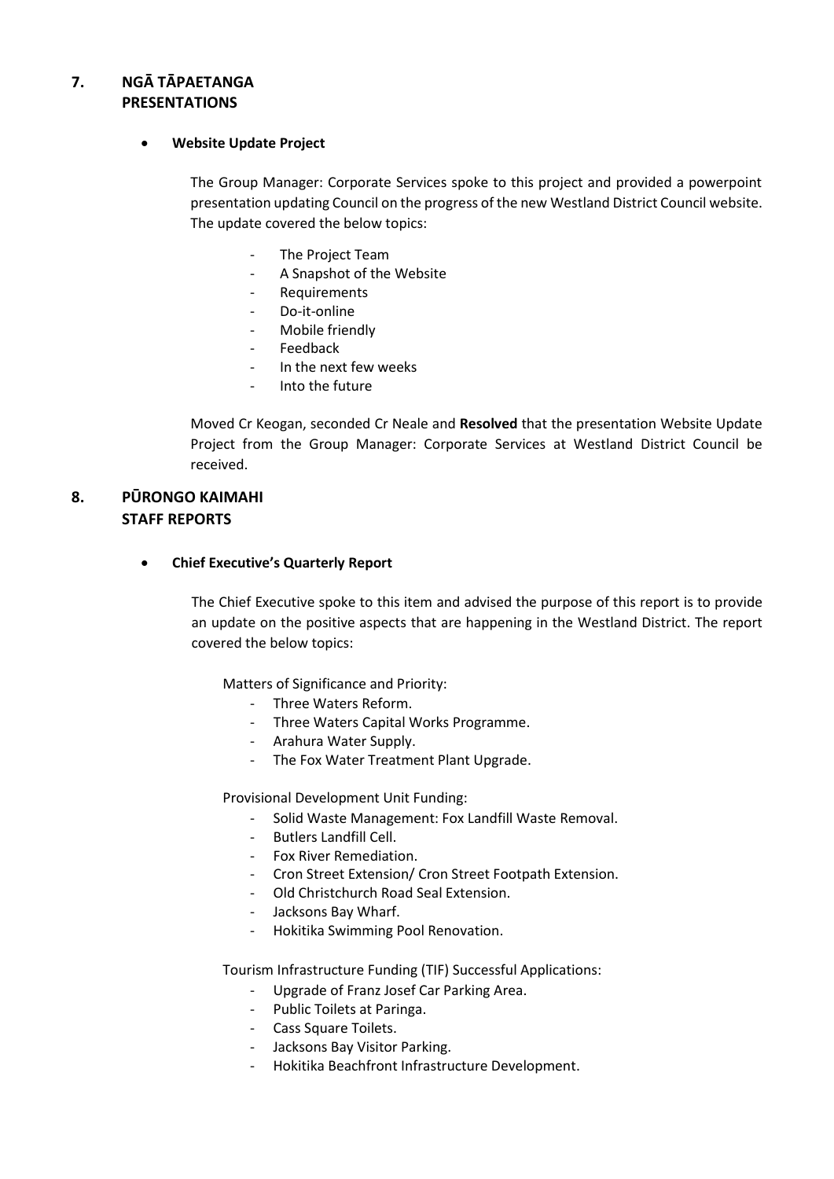## 7. NGĀ TĀPAETANGA PRESENTATIONS

- **Website Update Project**

The Group Manager: Corporate Services spoke to this project and provided a powerpoint presentation updating Council on the progress of the new Westland District Council website. The update covered the below topics:

- The Project Team
- A Snapshot of the Website
- Requirements
- Do-it-online
- Mobile friendly
- Feedback
- In the next few weeks
- Into the future

Moved Cr Keogan, seconded Cr Neale and **Resolved** that the presentation Website Update Project from the Group Manager: Corporate Services at Westland District Council be received.

## 8. PŪRONGO KAIMAHI STAFF REPORTS

- **Chief Executive's Quarterly Report**

The Chief Executive spoke to this item and advised the purpose of this report is to provide an update on the positive aspects that are happening in the Westland District. The report covered the below topics:

Matters of Significance and Priority:

- Three Waters Reform.
- Three Waters Capital Works Programme.
- Arahura Water Supply.
- The Fox Water Treatment Plant Upgrade.

Provisional Development Unit Funding:

- Solid Waste Management: Fox Landfill Waste Removal.
- Butlers Landfill Cell.
- Fox River Remediation.
- Cron Street Extension/ Cron Street Footpath Extension.
- Old Christchurch Road Seal Extension.
- Jacksons Bay Wharf.
- Hokitika Swimming Pool Renovation.

Tourism Infrastructure Funding (TIF) Successful Applications:

- Upgrade of Franz Josef Car Parking Area.
- Public Toilets at Paringa.
- Cass Square Toilets.
- Jacksons Bay Visitor Parking.
- Hokitika Beachfront Infrastructure Development.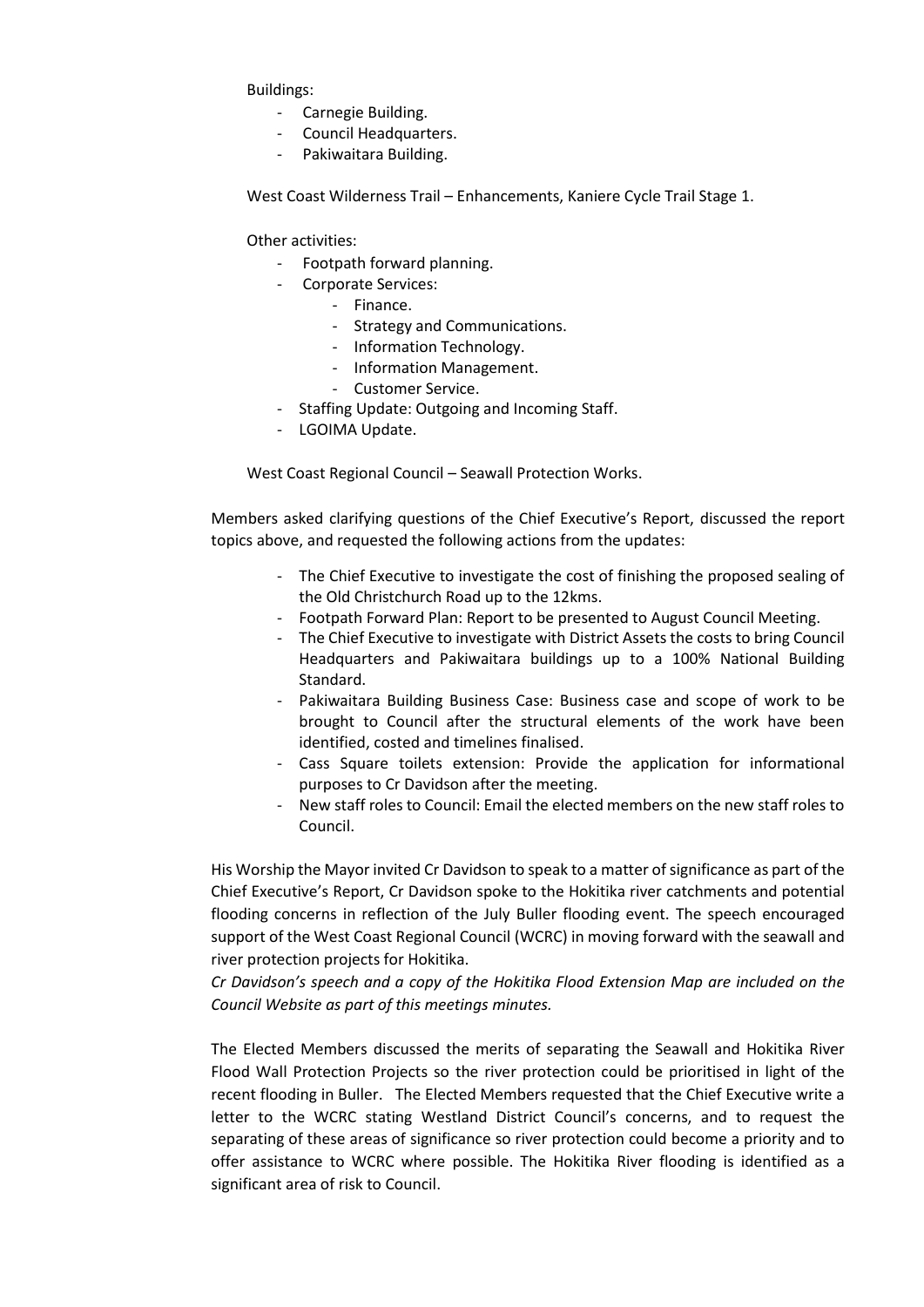Buildings:

- Carnegie Building.
- Council Headquarters.
- Pakiwaitara Building.

West Coast Wilderness Trail – Enhancements, Kaniere Cycle Trail Stage 1.

Other activities:

- Footpath forward planning.
- Corporate Services:
  - Finance.
  - Strategy and Communications.
  - Information Technology.
  - Information Management.
  - Customer Service.
- Staffing Update: Outgoing and Incoming Staff.
- LGOIMA Update.

West Coast Regional Council – Seawall Protection Works.

Members asked clarifying questions of the Chief Executive's Report, discussed the report topics above, and requested the following actions from the updates:

- The Chief Executive to investigate the cost of finishing the proposed sealing of the Old Christchurch Road up to the 12kms.
- Footpath Forward Plan: Report to be presented to August Council Meeting.
- The Chief Executive to investigate with District Assets the costs to bring Council Headquarters and Pakiwaitara buildings up to a 100% National Building Standard.
- Pakiwaitara Building Business Case: Business case and scope of work to be brought to Council after the structural elements of the work have been identified, costed and timelines finalised.
- Cass Square toilets extension: Provide the application for informational purposes to Cr Davidson after the meeting.
- New staff roles to Council: Email the elected members on the new staff roles to Council.

His Worship the Mayor invited Cr Davidson to speak to a matter of significance as part of the Chief Executive's Report, Cr Davidson spoke to the Hokitika river catchments and potential flooding concerns in reflection of the July Buller flooding event. The speech encouraged support of the West Coast Regional Council (WCRC) in moving forward with the seawall and river protection projects for Hokitika.

*Cr Davidson's speech and a copy of the Hokitika Flood Extension Map are included on the Council Website as part of this meetings minutes.*

The Elected Members discussed the merits of separating the Seawall and Hokitika River Flood Wall Protection Projects so the river protection could be prioritised in light of the recent flooding in Buller. The Elected Members requested that the Chief Executive write a letter to the WCRC stating Westland District Council's concerns, and to request the separating of these areas of significance so river protection could become a priority and to offer assistance to WCRC where possible. The Hokitika River flooding is identified as a significant area of risk to Council.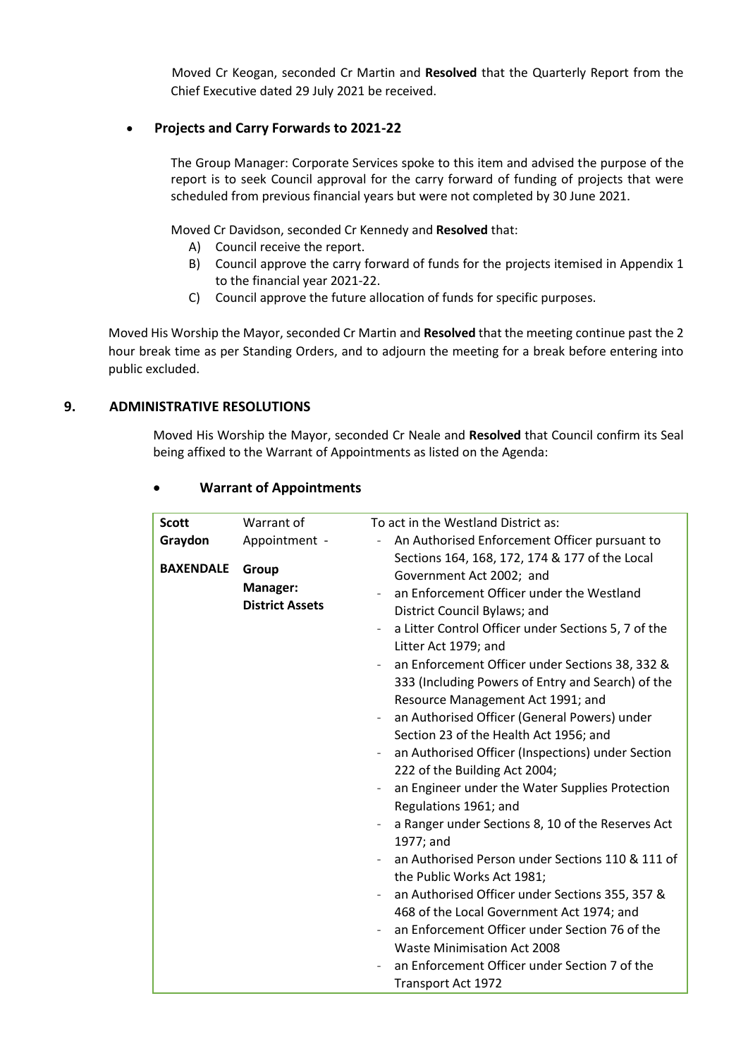Moved Cr Keogan, seconded Cr Martin and **Resolved** that the Quarterly Report from the Chief Executive dated 29 July 2021 be received.

- **Projects and Carry Forwards to 2021-22**

The Group Manager: Corporate Services spoke to this item and advised the purpose of the report is to seek Council approval for the carry forward of funding of projects that were scheduled from previous financial years but were not completed by 30 June 2021.

Moved Cr Davidson, seconded Cr Kennedy and **Resolved** that:

A) Council receive the report.
B) Council approve the carry forward of funds for the projects itemised in Appendix 1 to the financial year 2021-22.
C) Council approve the future allocation of funds for specific purposes.

Moved His Worship the Mayor, seconded Cr Martin and **Resolved** that the meeting continue past the 2 hour break time as per Standing Orders, and to adjourn the meeting for a break before entering into public excluded.

## 9. ADMINISTRATIVE RESOLUTIONS

Moved His Worship the Mayor, seconded Cr Neale and **Resolved** that Council confirm its Seal being affixed to the Warrant of Appointments as listed on the Agenda:

- **Warrant of Appointments**

| | | |
|---|---|---|
| **Scott Graydon**<br><br>**BAXENDALE** | Warrant of Appointment - **Group Manager: District Assets** | To act in the Westland District as:<br>- An Authorised Enforcement Officer pursuant to Sections 164, 168, 172, 174 & 177 of the Local Government Act 2002; and<br>- an Enforcement Officer under the Westland District Council Bylaws; and<br>- a Litter Control Officer under Sections 5, 7 of the Litter Act 1979; and<br>- an Enforcement Officer under Sections 38, 332 & 333 (Including Powers of Entry and Search) of the Resource Management Act 1991; and<br>- an Authorised Officer (General Powers) under Section 23 of the Health Act 1956; and<br>- an Authorised Officer (Inspections) under Section 222 of the Building Act 2004;<br>- an Engineer under the Water Supplies Protection Regulations 1961; and<br>- a Ranger under Sections 8, 10 of the Reserves Act 1977; and<br>- an Authorised Person under Sections 110 & 111 of the Public Works Act 1981;<br>- an Authorised Officer under Sections 355, 357 & 468 of the Local Government Act 1974; and<br>- an Enforcement Officer under Section 76 of the Waste Minimisation Act 2008<br>- an Enforcement Officer under Section 7 of the Transport Act 1972 |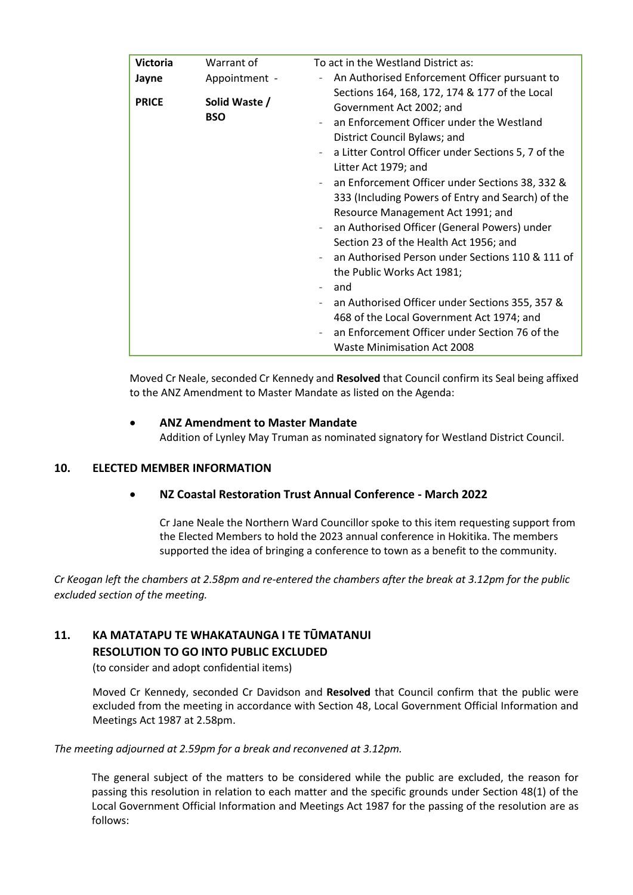| | | |
|---|---|---|
| **Victoria Jayne PRICE** | Warrant of Appointment - **Solid Waste / BSO** | To act in the Westland District as:<br>- An Authorised Enforcement Officer pursuant to Sections 164, 168, 172, 174 & 177 of the Local Government Act 2002; and<br>- an Enforcement Officer under the Westland District Council Bylaws; and<br>- a Litter Control Officer under Sections 5, 7 of the Litter Act 1979; and<br>- an Enforcement Officer under Sections 38, 332 & 333 (Including Powers of Entry and Search) of the Resource Management Act 1991; and<br>- an Authorised Officer (General Powers) under Section 23 of the Health Act 1956; and<br>- an Authorised Person under Sections 110 & 111 of the Public Works Act 1981;<br>- and<br>- an Authorised Officer under Sections 355, 357 & 468 of the Local Government Act 1974; and<br>- an Enforcement Officer under Section 76 of the Waste Minimisation Act 2008 |

Moved Cr Neale, seconded Cr Kennedy and **Resolved** that Council confirm its Seal being affixed to the ANZ Amendment to Master Mandate as listed on the Agenda:

- **ANZ Amendment to Master Mandate**
  Addition of Lynley May Truman as nominated signatory for Westland District Council.

## 10. ELECTED MEMBER INFORMATION

- **NZ Coastal Restoration Trust Annual Conference - March 2022**

  Cr Jane Neale the Northern Ward Councillor spoke to this item requesting support from the Elected Members to hold the 2023 annual conference in Hokitika. The members supported the idea of bringing a conference to town as a benefit to the community.

*Cr Keogan left the chambers at 2.58pm and re-entered the chambers after the break at 3.12pm for the public excluded section of the meeting.*

## 11. KA MATATAPU TE WHAKATAUNGA I TE TŪMATANUI RESOLUTION TO GO INTO PUBLIC EXCLUDED

(to consider and adopt confidential items)

Moved Cr Kennedy, seconded Cr Davidson and **Resolved** that Council confirm that the public were excluded from the meeting in accordance with Section 48, Local Government Official Information and Meetings Act 1987 at 2.58pm.

*The meeting adjourned at 2.59pm for a break and reconvened at 3.12pm.*

The general subject of the matters to be considered while the public are excluded, the reason for passing this resolution in relation to each matter and the specific grounds under Section 48(1) of the Local Government Official Information and Meetings Act 1987 for the passing of the resolution are as follows: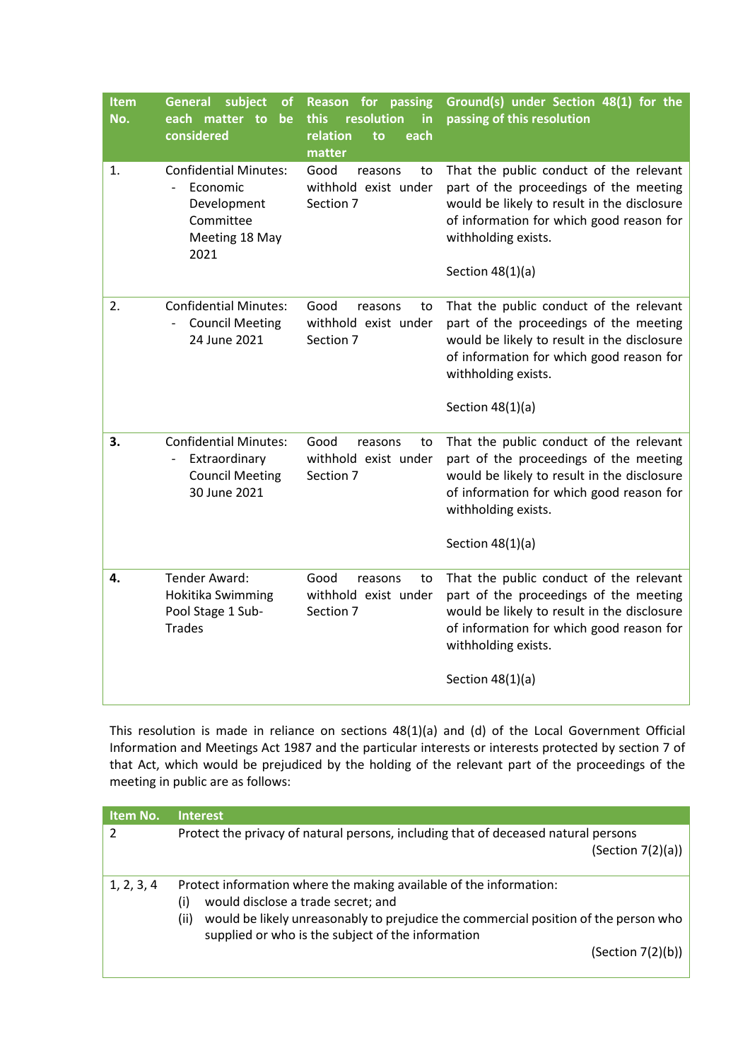| Item No. | General subject of each matter to be considered | Reason for passing this resolution in relation to each matter | Ground(s) under Section 48(1) for the passing of this resolution |
|---|---|---|---|
| 1. | Confidential Minutes:<br>- Economic Development Committee Meeting 18 May 2021 | Good reasons to withhold exist under Section 7 | That the public conduct of the relevant part of the proceedings of the meeting would be likely to result in the disclosure of information for which good reason for withholding exists.<br><br>Section 48(1)(a) |
| 2. | Confidential Minutes:<br>- Council Meeting 24 June 2021 | Good reasons to withhold exist under Section 7 | That the public conduct of the relevant part of the proceedings of the meeting would be likely to result in the disclosure of information for which good reason for withholding exists.<br><br>Section 48(1)(a) |
| **3.** | Confidential Minutes:<br>- Extraordinary Council Meeting 30 June 2021 | Good reasons to withhold exist under Section 7 | That the public conduct of the relevant part of the proceedings of the meeting would be likely to result in the disclosure of information for which good reason for withholding exists.<br><br>Section 48(1)(a) |
| **4.** | Tender Award: Hokitika Swimming Pool Stage 1 Sub-Trades | Good reasons to withhold exist under Section 7 | That the public conduct of the relevant part of the proceedings of the meeting would be likely to result in the disclosure of information for which good reason for withholding exists.<br><br>Section 48(1)(a) |

This resolution is made in reliance on sections 48(1)(a) and (d) of the Local Government Official Information and Meetings Act 1987 and the particular interests or interests protected by section 7 of that Act, which would be prejudiced by the holding of the relevant part of the proceedings of the meeting in public are as follows:

| Item No. | Interest |
|---|---|
| 2 | Protect the privacy of natural persons, including that of deceased natural persons (Section 7(2)(a)) |
| 1, 2, 3, 4 | Protect information where the making available of the information:<br>(i) would disclose a trade secret; and<br>(ii) would be likely unreasonably to prejudice the commercial position of the person who supplied or who is the subject of the information<br>(Section 7(2)(b)) |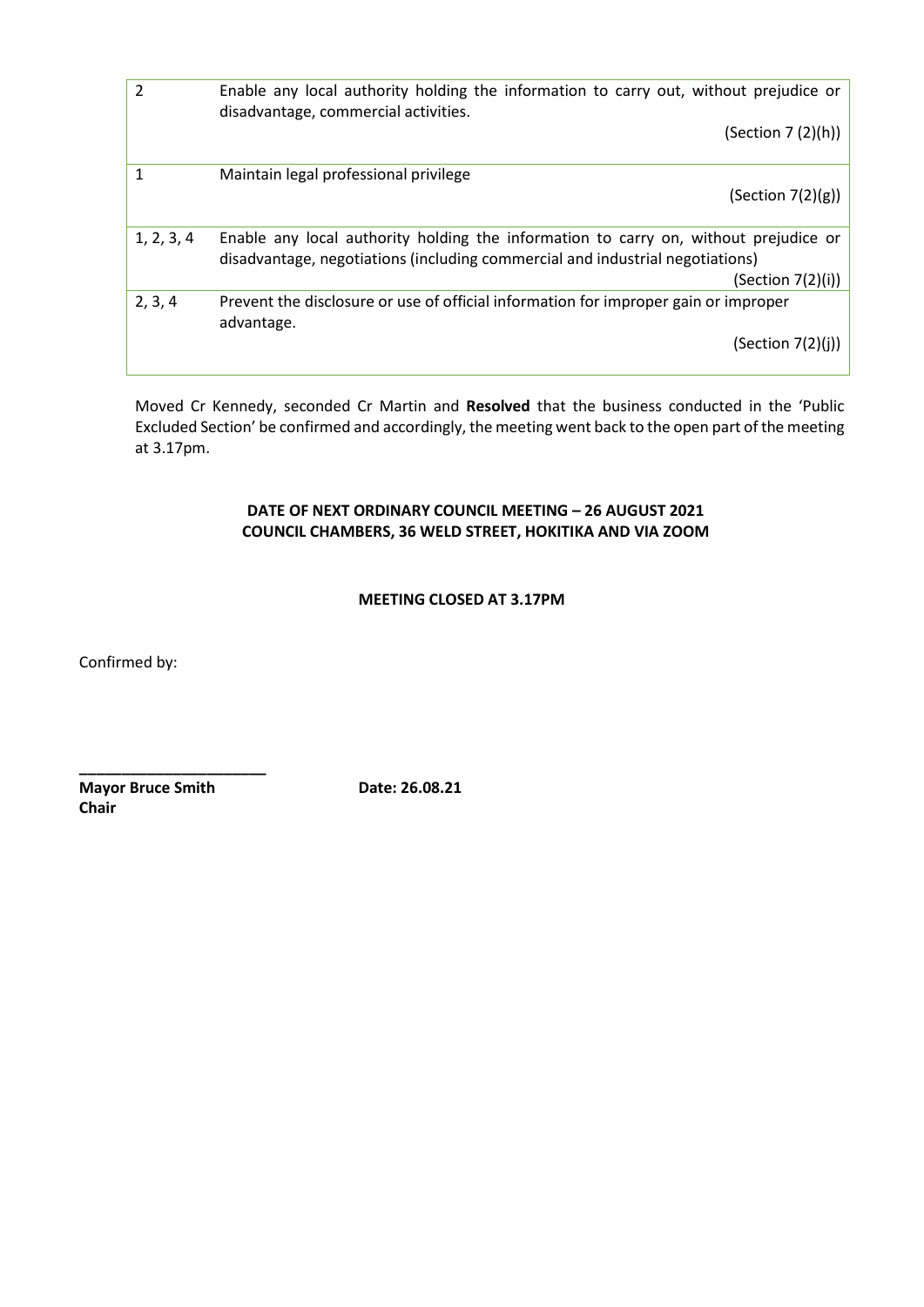| | | |
|---|---|---|
| 2 | Enable any local authority holding the information to carry out, without prejudice or disadvantage, commercial activities. | (Section 7 (2)(h)) |
| 1 | Maintain legal professional privilege | (Section 7(2)(g)) |
| 1, 2, 3, 4 | Enable any local authority holding the information to carry on, without prejudice or disadvantage, negotiations (including commercial and industrial negotiations) | (Section 7(2)(i)) |
| 2, 3, 4 | Prevent the disclosure or use of official information for improper gain or improper advantage. | (Section 7(2)(j)) |

Moved Cr Kennedy, seconded Cr Martin and **Resolved** that the business conducted in the 'Public Excluded Section' be confirmed and accordingly, the meeting went back to the open part of the meeting at 3.17pm.

**DATE OF NEXT ORDINARY COUNCIL MEETING – 26 AUGUST 2021**
**COUNCIL CHAMBERS, 36 WELD STREET, HOKITIKA AND VIA ZOOM**

**MEETING CLOSED AT 3.17PM**

Confirmed by:

**______________________**
**Mayor Bruce Smith** **Date: 26.08.21**
**Chair**